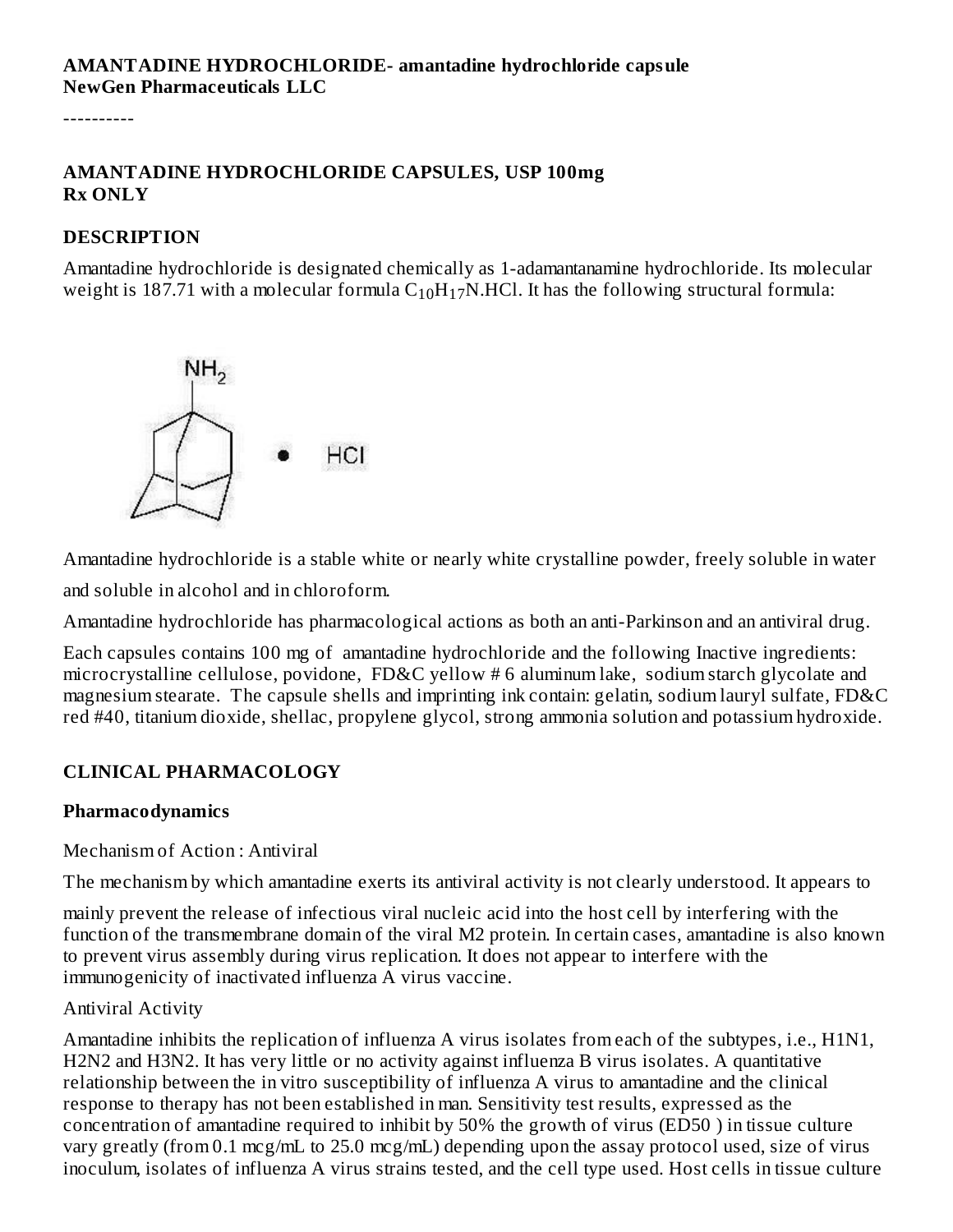**AMANTADINE HYDROCHLORIDE- amantadine hydrochloride capsule**
**NewGen Pharmaceuticals LLC**

----------

**AMANTADINE HYDROCHLORIDE CAPSULES, USP 100mg**
**Rx ONLY**

## DESCRIPTION

Amantadine hydrochloride is designated chemically as 1-adamantanamine hydrochloride. Its molecular weight is 187.71 with a molecular formula $C_{10}H_{17}N.HCl$. It has the following structural formula:

Amantadine hydrochloride is a stable white or nearly white crystalline powder, freely soluble in water and soluble in alcohol and in chloroform.

Amantadine hydrochloride has pharmacological actions as both an anti-Parkinson and an antiviral drug.

Each capsules contains 100 mg of amantadine hydrochloride and the following Inactive ingredients: microcrystalline cellulose, povidone, FD&C yellow # 6 aluminum lake, sodium starch glycolate and magnesium stearate. The capsule shells and imprinting ink contain: gelatin, sodium lauryl sulfate, FD&C red #40, titanium dioxide, shellac, propylene glycol, strong ammonia solution and potassium hydroxide.

## CLINICAL PHARMACOLOGY

### Pharmacodynamics

Mechanism of Action : Antiviral

The mechanism by which amantadine exerts its antiviral activity is not clearly understood. It appears to mainly prevent the release of infectious viral nucleic acid into the host cell by interfering with the function of the transmembrane domain of the viral M2 protein. In certain cases, amantadine is also known to prevent virus assembly during virus replication. It does not appear to interfere with the immunogenicity of inactivated influenza A virus vaccine.

Antiviral Activity

Amantadine inhibits the replication of influenza A virus isolates from each of the subtypes, i.e., H1N1, H2N2 and H3N2. It has very little or no activity against influenza B virus isolates. A quantitative relationship between the in vitro susceptibility of influenza A virus to amantadine and the clinical response to therapy has not been established in man. Sensitivity test results, expressed as the concentration of amantadine required to inhibit by 50% the growth of virus ($ED_{50}$) in tissue culture vary greatly (from 0.1 mcg/mL to 25.0 mcg/mL) depending upon the assay protocol used, size of virus inoculum, isolates of influenza A virus strains tested, and the cell type used. Host cells in tissue culture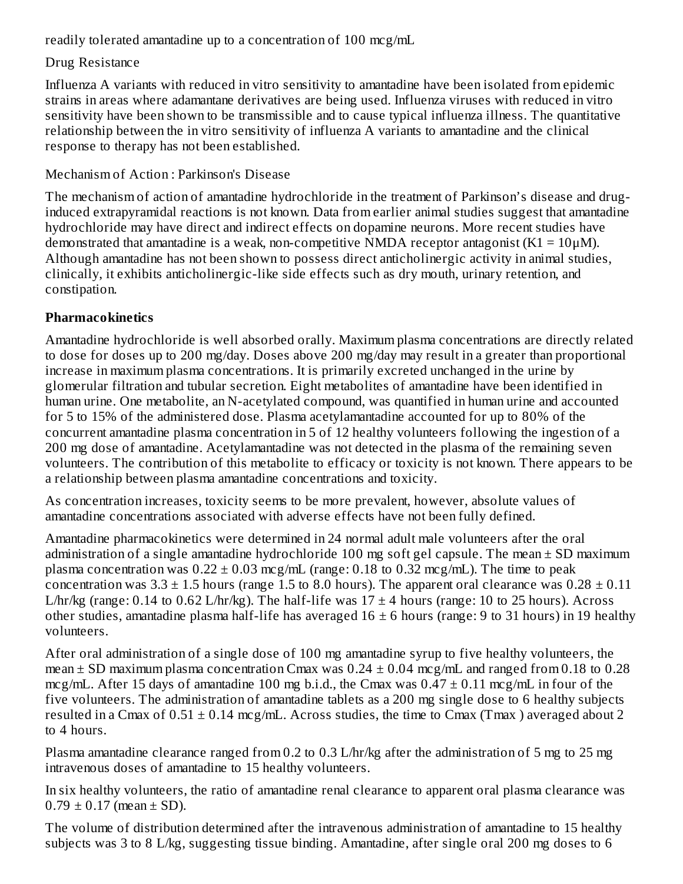readily tolerated amantadine up to a concentration of 100 mcg/mL

Drug Resistance

Influenza A variants with reduced in vitro sensitivity to amantadine have been isolated from epidemic strains in areas where adamantane derivatives are being used. Influenza viruses with reduced in vitro sensitivity have been shown to be transmissible and to cause typical influenza illness. The quantitative relationship between the in vitro sensitivity of influenza A variants to amantadine and the clinical response to therapy has not been established.

Mechanism of Action : Parkinson's Disease

The mechanism of action of amantadine hydrochloride in the treatment of Parkinson's disease and drug-induced extrapyramidal reactions is not known. Data from earlier animal studies suggest that amantadine hydrochloride may have direct and indirect effects on dopamine neurons. More recent studies have demonstrated that amantadine is a weak, non-competitive NMDA receptor antagonist (K1 = 10µM). Although amantadine has not been shown to possess direct anticholinergic activity in animal studies, clinically, it exhibits anticholinergic-like side effects such as dry mouth, urinary retention, and constipation.

**Pharmacokinetics**

Amantadine hydrochloride is well absorbed orally. Maximum plasma concentrations are directly related to dose for doses up to 200 mg/day. Doses above 200 mg/day may result in a greater than proportional increase in maximum plasma concentrations. It is primarily excreted unchanged in the urine by glomerular filtration and tubular secretion. Eight metabolites of amantadine have been identified in human urine. One metabolite, an N-acetylated compound, was quantified in human urine and accounted for 5 to 15% of the administered dose. Plasma acetylamantadine accounted for up to 80% of the concurrent amantadine plasma concentration in 5 of 12 healthy volunteers following the ingestion of a 200 mg dose of amantadine. Acetylamantadine was not detected in the plasma of the remaining seven volunteers. The contribution of this metabolite to efficacy or toxicity is not known. There appears to be a relationship between plasma amantadine concentrations and toxicity.

As concentration increases, toxicity seems to be more prevalent, however, absolute values of amantadine concentrations associated with adverse effects have not been fully defined.

Amantadine pharmacokinetics were determined in 24 normal adult male volunteers after the oral administration of a single amantadine hydrochloride 100 mg soft gel capsule. The mean ± SD maximum plasma concentration was 0.22 ± 0.03 mcg/mL (range: 0.18 to 0.32 mcg/mL). The time to peak concentration was 3.3 ± 1.5 hours (range 1.5 to 8.0 hours). The apparent oral clearance was 0.28 ± 0.11 L/hr/kg (range: 0.14 to 0.62 L/hr/kg). The half-life was 17 ± 4 hours (range: 10 to 25 hours). Across other studies, amantadine plasma half-life has averaged 16 ± 6 hours (range: 9 to 31 hours) in 19 healthy volunteers.

After oral administration of a single dose of 100 mg amantadine syrup to five healthy volunteers, the mean ± SD maximum plasma concentration Cmax was 0.24 ± 0.04 mcg/mL and ranged from 0.18 to 0.28 mcg/mL. After 15 days of amantadine 100 mg b.i.d., the Cmax was 0.47 ± 0.11 mcg/mL in four of the five volunteers. The administration of amantadine tablets as a 200 mg single dose to 6 healthy subjects resulted in a Cmax of 0.51 ± 0.14 mcg/mL. Across studies, the time to Cmax (Tmax ) averaged about 2 to 4 hours.

Plasma amantadine clearance ranged from 0.2 to 0.3 L/hr/kg after the administration of 5 mg to 25 mg intravenous doses of amantadine to 15 healthy volunteers.

In six healthy volunteers, the ratio of amantadine renal clearance to apparent oral plasma clearance was 0.79 ± 0.17 (mean ± SD).

The volume of distribution determined after the intravenous administration of amantadine to 15 healthy subjects was 3 to 8 L/kg, suggesting tissue binding. Amantadine, after single oral 200 mg doses to 6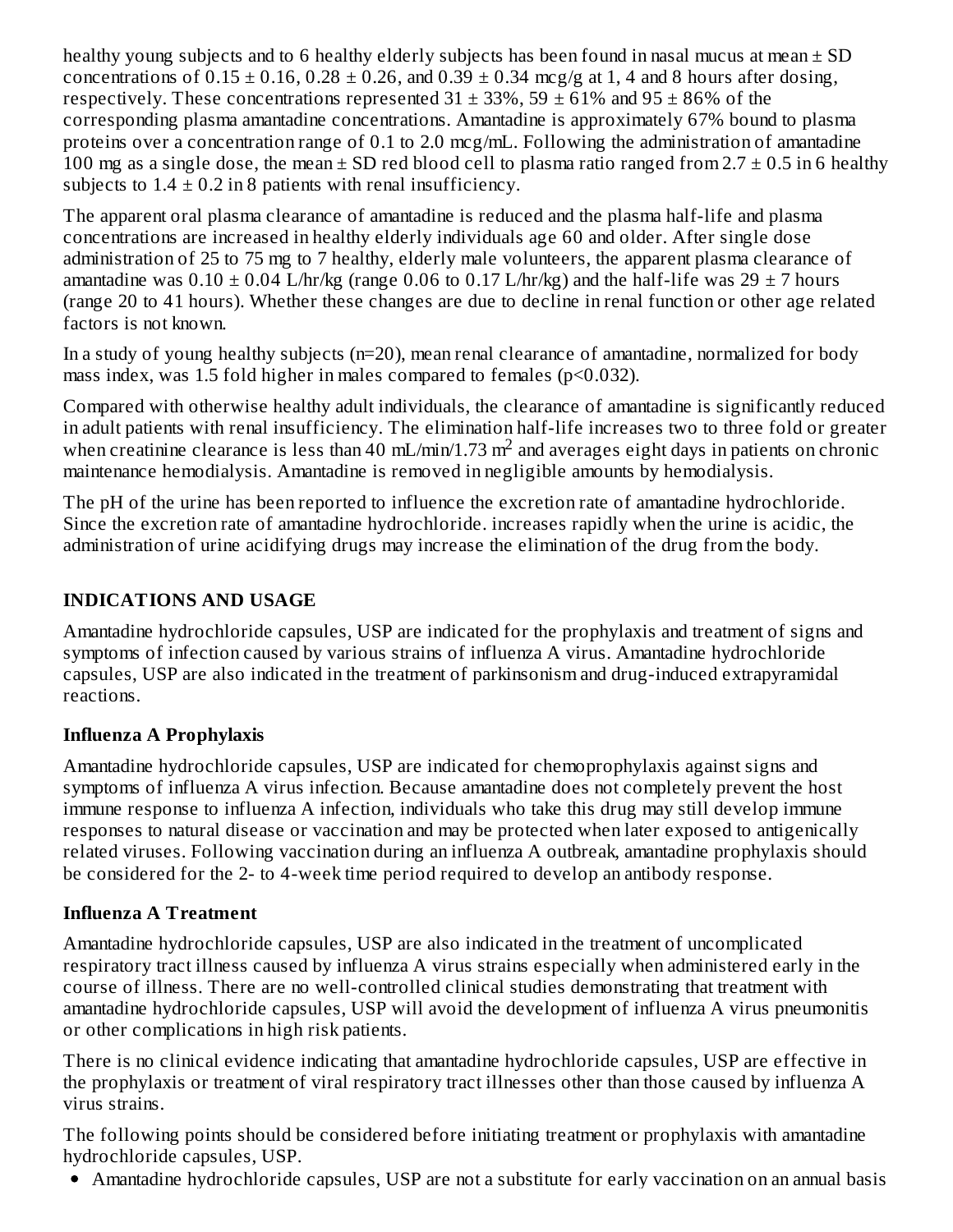healthy young subjects and to 6 healthy elderly subjects has been found in nasal mucus at mean ± SD concentrations of 0.15 ± 0.16, 0.28 ± 0.26, and 0.39 ± 0.34 mcg/g at 1, 4 and 8 hours after dosing, respectively. These concentrations represented 31 ± 33%, 59 ± 61% and 95 ± 86% of the corresponding plasma amantadine concentrations. Amantadine is approximately 67% bound to plasma proteins over a concentration range of 0.1 to 2.0 mcg/mL. Following the administration of amantadine 100 mg as a single dose, the mean ± SD red blood cell to plasma ratio ranged from 2.7 ± 0.5 in 6 healthy subjects to 1.4 ± 0.2 in 8 patients with renal insufficiency.

The apparent oral plasma clearance of amantadine is reduced and the plasma half-life and plasma concentrations are increased in healthy elderly individuals age 60 and older. After single dose administration of 25 to 75 mg to 7 healthy, elderly male volunteers, the apparent plasma clearance of amantadine was 0.10 ± 0.04 L/hr/kg (range 0.06 to 0.17 L/hr/kg) and the half-life was 29 ± 7 hours (range 20 to 41 hours). Whether these changes are due to decline in renal function or other age related factors is not known.

In a study of young healthy subjects (n=20), mean renal clearance of amantadine, normalized for body mass index, was 1.5 fold higher in males compared to females ($p<0.032$).

Compared with otherwise healthy adult individuals, the clearance of amantadine is significantly reduced in adult patients with renal insufficiency. The elimination half-life increases two to three fold or greater when creatinine clearance is less than 40 mL/min/1.73 $m^2$ and averages eight days in patients on chronic maintenance hemodialysis. Amantadine is removed in negligible amounts by hemodialysis.

The pH of the urine has been reported to influence the excretion rate of amantadine hydrochloride. Since the excretion rate of amantadine hydrochloride. increases rapidly when the urine is acidic, the administration of urine acidifying drugs may increase the elimination of the drug from the body.

## INDICATIONS AND USAGE

Amantadine hydrochloride capsules, USP are indicated for the prophylaxis and treatment of signs and symptoms of infection caused by various strains of influenza A virus. Amantadine hydrochloride capsules, USP are also indicated in the treatment of parkinsonism and drug-induced extrapyramidal reactions.

### Influenza A Prophylaxis

Amantadine hydrochloride capsules, USP are indicated for chemoprophylaxis against signs and symptoms of influenza A virus infection. Because amantadine does not completely prevent the host immune response to influenza A infection, individuals who take this drug may still develop immune responses to natural disease or vaccination and may be protected when later exposed to antigenically related viruses. Following vaccination during an influenza A outbreak, amantadine prophylaxis should be considered for the 2- to 4-week time period required to develop an antibody response.

### Influenza A Treatment

Amantadine hydrochloride capsules, USP are also indicated in the treatment of uncomplicated respiratory tract illness caused by influenza A virus strains especially when administered early in the course of illness. There are no well-controlled clinical studies demonstrating that treatment with amantadine hydrochloride capsules, USP will avoid the development of influenza A virus pneumonitis or other complications in high risk patients.

There is no clinical evidence indicating that amantadine hydrochloride capsules, USP are effective in the prophylaxis or treatment of viral respiratory tract illnesses other than those caused by influenza A virus strains.

The following points should be considered before initiating treatment or prophylaxis with amantadine hydrochloride capsules, USP.

- Amantadine hydrochloride capsules, USP are not a substitute for early vaccination on an annual basis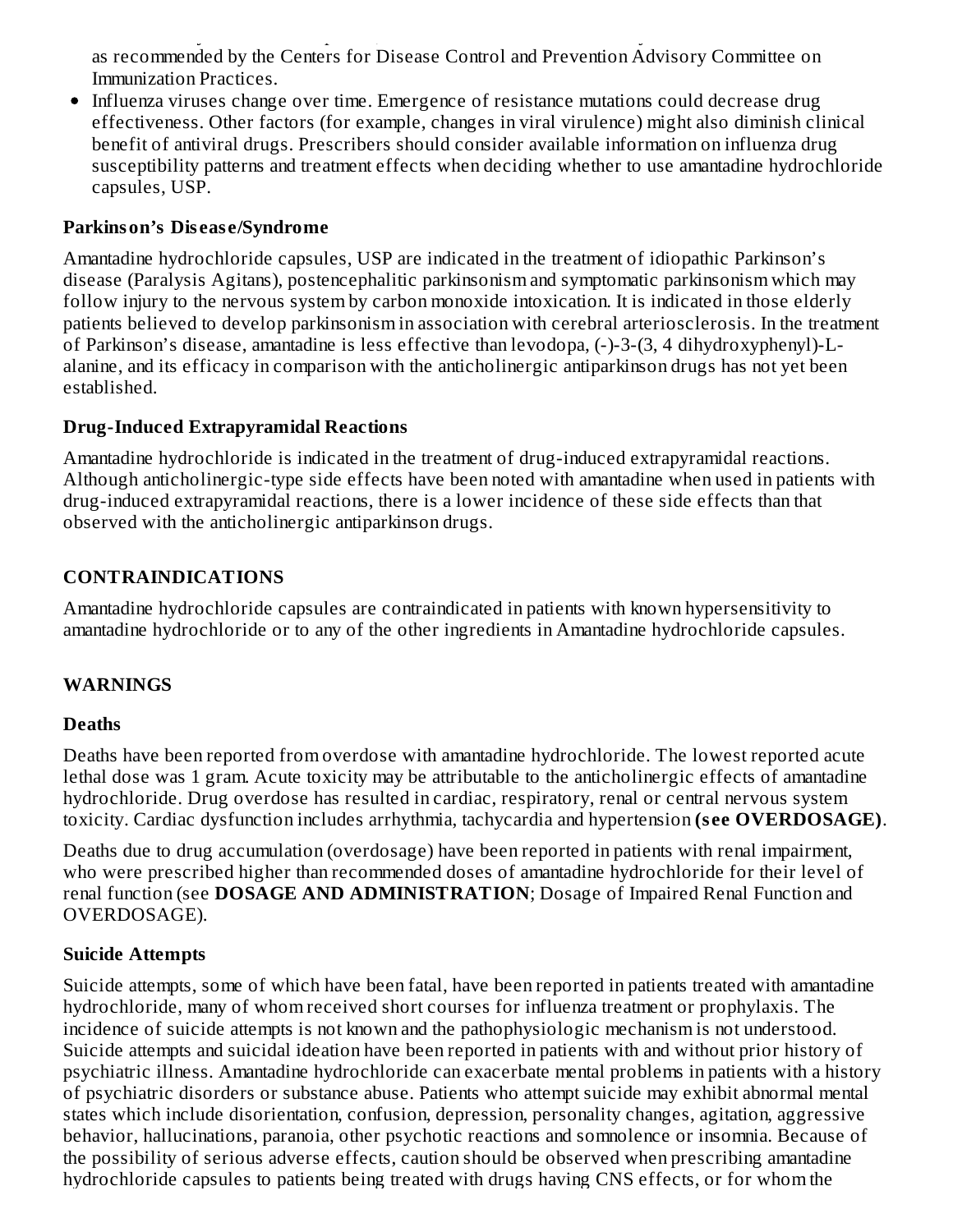as recommended by the Centers for Disease Control and Prevention Advisory Committee on Immunization Practices.

- Influenza viruses change over time. Emergence of resistance mutations could decrease drug effectiveness. Other factors (for example, changes in viral virulence) might also diminish clinical benefit of antiviral drugs. Prescribers should consider available information on influenza drug susceptibility patterns and treatment effects when deciding whether to use amantadine hydrochloride capsules, USP.

### Parkinson's Disease/Syndrome

Amantadine hydrochloride capsules, USP are indicated in the treatment of idiopathic Parkinson's disease (Paralysis Agitans), postencephalitic parkinsonism and symptomatic parkinsonism which may follow injury to the nervous system by carbon monoxide intoxication. It is indicated in those elderly patients believed to develop parkinsonism in association with cerebral arteriosclerosis. In the treatment of Parkinson's disease, amantadine is less effective than levodopa, (-)-3-(3, 4 dihydroxyphenyl)-L-alanine, and its efficacy in comparison with the anticholinergic antiparkinson drugs has not yet been established.

### Drug-Induced Extrapyramidal Reactions

Amantadine hydrochloride is indicated in the treatment of drug-induced extrapyramidal reactions. Although anticholinergic-type side effects have been noted with amantadine when used in patients with drug-induced extrapyramidal reactions, there is a lower incidence of these side effects than that observed with the anticholinergic antiparkinson drugs.

## CONTRAINDICATIONS

Amantadine hydrochloride capsules are contraindicated in patients with known hypersensitivity to amantadine hydrochloride or to any of the other ingredients in Amantadine hydrochloride capsules.

## WARNINGS

### Deaths

Deaths have been reported from overdose with amantadine hydrochloride. The lowest reported acute lethal dose was 1 gram. Acute toxicity may be attributable to the anticholinergic effects of amantadine hydrochloride. Drug overdose has resulted in cardiac, respiratory, renal or central nervous system toxicity. Cardiac dysfunction includes arrhythmia, tachycardia and hypertension **(see OVERDOSAGE)**.

Deaths due to drug accumulation (overdosage) have been reported in patients with renal impairment, who were prescribed higher than recommended doses of amantadine hydrochloride for their level of renal function (see **DOSAGE AND ADMINISTRATION**; Dosage of Impaired Renal Function and OVERDOSAGE).

### Suicide Attempts

Suicide attempts, some of which have been fatal, have been reported in patients treated with amantadine hydrochloride, many of whom received short courses for influenza treatment or prophylaxis. The incidence of suicide attempts is not known and the pathophysiologic mechanism is not understood. Suicide attempts and suicidal ideation have been reported in patients with and without prior history of psychiatric illness. Amantadine hydrochloride can exacerbate mental problems in patients with a history of psychiatric disorders or substance abuse. Patients who attempt suicide may exhibit abnormal mental states which include disorientation, confusion, depression, personality changes, agitation, aggressive behavior, hallucinations, paranoia, other psychotic reactions and somnolence or insomnia. Because of the possibility of serious adverse effects, caution should be observed when prescribing amantadine hydrochloride capsules to patients being treated with drugs having CNS effects, or for whom the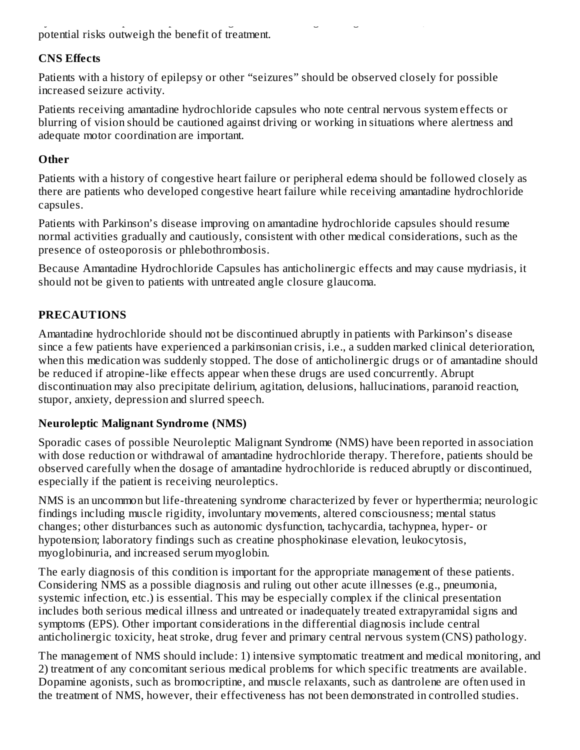potential risks outweigh the benefit of treatment.

### CNS Effects

Patients with a history of epilepsy or other "seizures" should be observed closely for possible increased seizure activity.

Patients receiving amantadine hydrochloride capsules who note central nervous system effects or blurring of vision should be cautioned against driving or working in situations where alertness and adequate motor coordination are important.

### Other

Patients with a history of congestive heart failure or peripheral edema should be followed closely as there are patients who developed congestive heart failure while receiving amantadine hydrochloride capsules.

Patients with Parkinson's disease improving on amantadine hydrochloride capsules should resume normal activities gradually and cautiously, consistent with other medical considerations, such as the presence of osteoporosis or phlebothrombosis.

Because Amantadine Hydrochloride Capsules has anticholinergic effects and may cause mydriasis, it should not be given to patients with untreated angle closure glaucoma.

## PRECAUTIONS

Amantadine hydrochloride should not be discontinued abruptly in patients with Parkinson's disease since a few patients have experienced a parkinsonian crisis, i.e., a sudden marked clinical deterioration, when this medication was suddenly stopped. The dose of anticholinergic drugs or of amantadine should be reduced if atropine-like effects appear when these drugs are used concurrently. Abrupt discontinuation may also precipitate delirium, agitation, delusions, hallucinations, paranoid reaction, stupor, anxiety, depression and slurred speech.

### Neuroleptic Malignant Syndrome (NMS)

Sporadic cases of possible Neuroleptic Malignant Syndrome (NMS) have been reported in association with dose reduction or withdrawal of amantadine hydrochloride therapy. Therefore, patients should be observed carefully when the dosage of amantadine hydrochloride is reduced abruptly or discontinued, especially if the patient is receiving neuroleptics.

NMS is an uncommon but life-threatening syndrome characterized by fever or hyperthermia; neurologic findings including muscle rigidity, involuntary movements, altered consciousness; mental status changes; other disturbances such as autonomic dysfunction, tachycardia, tachypnea, hyper- or hypotension; laboratory findings such as creatine phosphokinase elevation, leukocytosis, myoglobinuria, and increased serum myoglobin.

The early diagnosis of this condition is important for the appropriate management of these patients. Considering NMS as a possible diagnosis and ruling out other acute illnesses (e.g., pneumonia, systemic infection, etc.) is essential. This may be especially complex if the clinical presentation includes both serious medical illness and untreated or inadequately treated extrapyramidal signs and symptoms (EPS). Other important considerations in the differential diagnosis include central anticholinergic toxicity, heat stroke, drug fever and primary central nervous system (CNS) pathology.

The management of NMS should include: 1) intensive symptomatic treatment and medical monitoring, and 2) treatment of any concomitant serious medical problems for which specific treatments are available. Dopamine agonists, such as bromocriptine, and muscle relaxants, such as dantrolene are often used in the treatment of NMS, however, their effectiveness has not been demonstrated in controlled studies.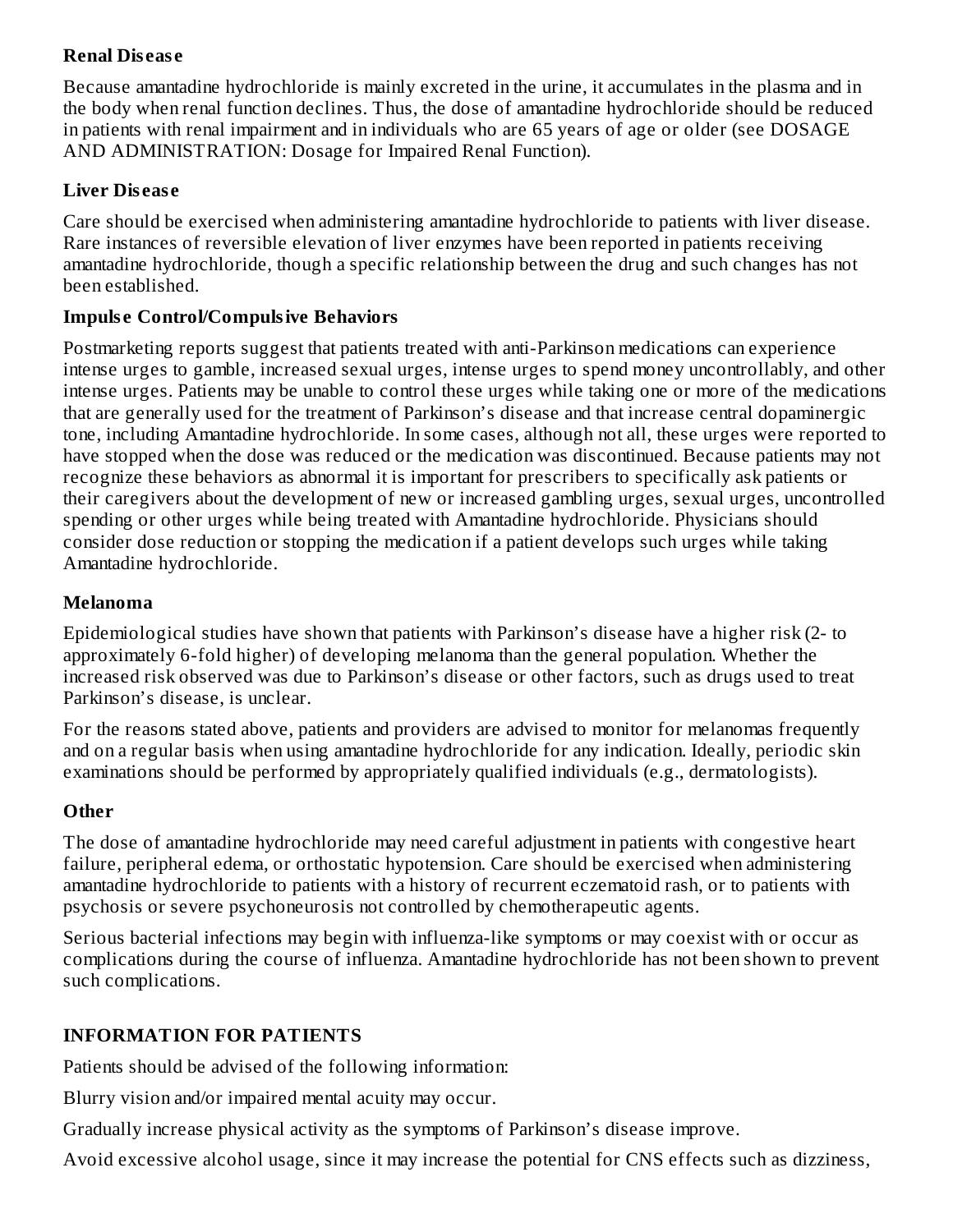### Renal Disease

Because amantadine hydrochloride is mainly excreted in the urine, it accumulates in the plasma and in the body when renal function declines. Thus, the dose of amantadine hydrochloride should be reduced in patients with renal impairment and in individuals who are 65 years of age or older (see DOSAGE AND ADMINISTRATION: Dosage for Impaired Renal Function).

### Liver Disease

Care should be exercised when administering amantadine hydrochloride to patients with liver disease. Rare instances of reversible elevation of liver enzymes have been reported in patients receiving amantadine hydrochloride, though a specific relationship between the drug and such changes has not been established.

### Impulse Control/Compulsive Behaviors

Postmarketing reports suggest that patients treated with anti-Parkinson medications can experience intense urges to gamble, increased sexual urges, intense urges to spend money uncontrollably, and other intense urges. Patients may be unable to control these urges while taking one or more of the medications that are generally used for the treatment of Parkinson's disease and that increase central dopaminergic tone, including Amantadine hydrochloride. In some cases, although not all, these urges were reported to have stopped when the dose was reduced or the medication was discontinued. Because patients may not recognize these behaviors as abnormal it is important for prescribers to specifically ask patients or their caregivers about the development of new or increased gambling urges, sexual urges, uncontrolled spending or other urges while being treated with Amantadine hydrochloride. Physicians should consider dose reduction or stopping the medication if a patient develops such urges while taking Amantadine hydrochloride.

### Melanoma

Epidemiological studies have shown that patients with Parkinson's disease have a higher risk (2- to approximately 6-fold higher) of developing melanoma than the general population. Whether the increased risk observed was due to Parkinson's disease or other factors, such as drugs used to treat Parkinson's disease, is unclear.

For the reasons stated above, patients and providers are advised to monitor for melanomas frequently and on a regular basis when using amantadine hydrochloride for any indication. Ideally, periodic skin examinations should be performed by appropriately qualified individuals (e.g., dermatologists).

### Other

The dose of amantadine hydrochloride may need careful adjustment in patients with congestive heart failure, peripheral edema, or orthostatic hypotension. Care should be exercised when administering amantadine hydrochloride to patients with a history of recurrent eczematoid rash, or to patients with psychosis or severe psychoneurosis not controlled by chemotherapeutic agents.

Serious bacterial infections may begin with influenza-like symptoms or may coexist with or occur as complications during the course of influenza. Amantadine hydrochloride has not been shown to prevent such complications.

## INFORMATION FOR PATIENTS

Patients should be advised of the following information:

Blurry vision and/or impaired mental acuity may occur.

Gradually increase physical activity as the symptoms of Parkinson's disease improve.

Avoid excessive alcohol usage, since it may increase the potential for CNS effects such as dizziness,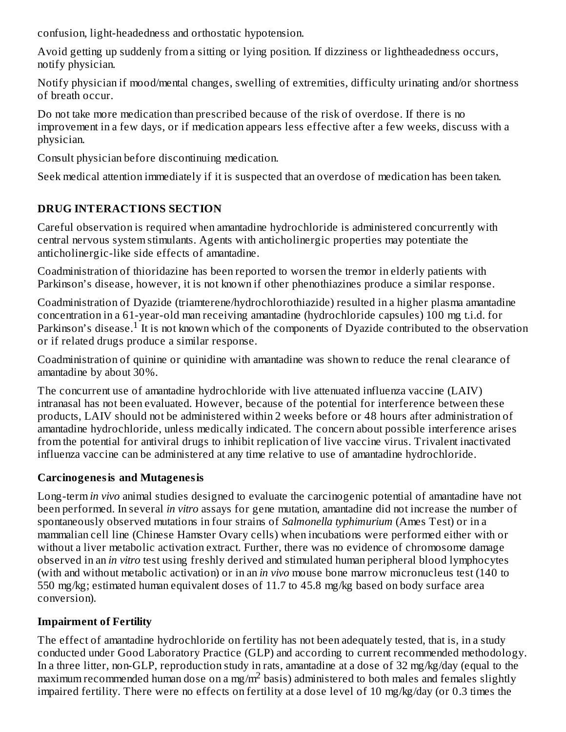confusion, light-headedness and orthostatic hypotension.

Avoid getting up suddenly from a sitting or lying position. If dizziness or lightheadedness occurs, notify physician.

Notify physician if mood/mental changes, swelling of extremities, difficulty urinating and/or shortness of breath occur.

Do not take more medication than prescribed because of the risk of overdose. If there is no improvement in a few days, or if medication appears less effective after a few weeks, discuss with a physician.

Consult physician before discontinuing medication.

Seek medical attention immediately if it is suspected that an overdose of medication has been taken.

## DRUG INTERACTIONS SECTION

Careful observation is required when amantadine hydrochloride is administered concurrently with central nervous system stimulants. Agents with anticholinergic properties may potentiate the anticholinergic-like side effects of amantadine.

Coadministration of thioridazine has been reported to worsen the tremor in elderly patients with Parkinson's disease, however, it is not known if other phenothiazines produce a similar response.

Coadministration of Dyazide (triamterene/hydrochlorothiazide) resulted in a higher plasma amantadine concentration in a 61-year-old man receiving amantadine (hydrochloride capsules) 100 mg t.i.d. for Parkinson's disease.[1] It is not known which of the components of Dyazide contributed to the observation or if related drugs produce a similar response.

Coadministration of quinine or quinidine with amantadine was shown to reduce the renal clearance of amantadine by about 30%.

The concurrent use of amantadine hydrochloride with live attenuated influenza vaccine (LAIV) intranasal has not been evaluated. However, because of the potential for interference between these products, LAIV should not be administered within 2 weeks before or 48 hours after administration of amantadine hydrochloride, unless medically indicated. The concern about possible interference arises from the potential for antiviral drugs to inhibit replication of live vaccine virus. Trivalent inactivated influenza vaccine can be administered at any time relative to use of amantadine hydrochloride.

### Carcinogenesis and Mutagenesis

Long-term *in vivo* animal studies designed to evaluate the carcinogenic potential of amantadine have not been performed. In several *in vitro* assays for gene mutation, amantadine did not increase the number of spontaneously observed mutations in four strains of *Salmonella typhimurium* (Ames Test) or in a mammalian cell line (Chinese Hamster Ovary cells) when incubations were performed either with or without a liver metabolic activation extract. Further, there was no evidence of chromosome damage observed in an *in vitro* test using freshly derived and stimulated human peripheral blood lymphocytes (with and without metabolic activation) or in an *in vivo* mouse bone marrow micronucleus test (140 to 550 mg/kg; estimated human equivalent doses of 11.7 to 45.8 mg/kg based on body surface area conversion).

### Impairment of Fertility

The effect of amantadine hydrochloride on fertility has not been adequately tested, that is, in a study conducted under Good Laboratory Practice (GLP) and according to current recommended methodology. In a three litter, non-GLP, reproduction study in rats, amantadine at a dose of 32 mg/kg/day (equal to the maximum recommended human dose on a mg/$m^2$ basis) administered to both males and females slightly impaired fertility. There were no effects on fertility at a dose level of 10 mg/kg/day (or 0.3 times the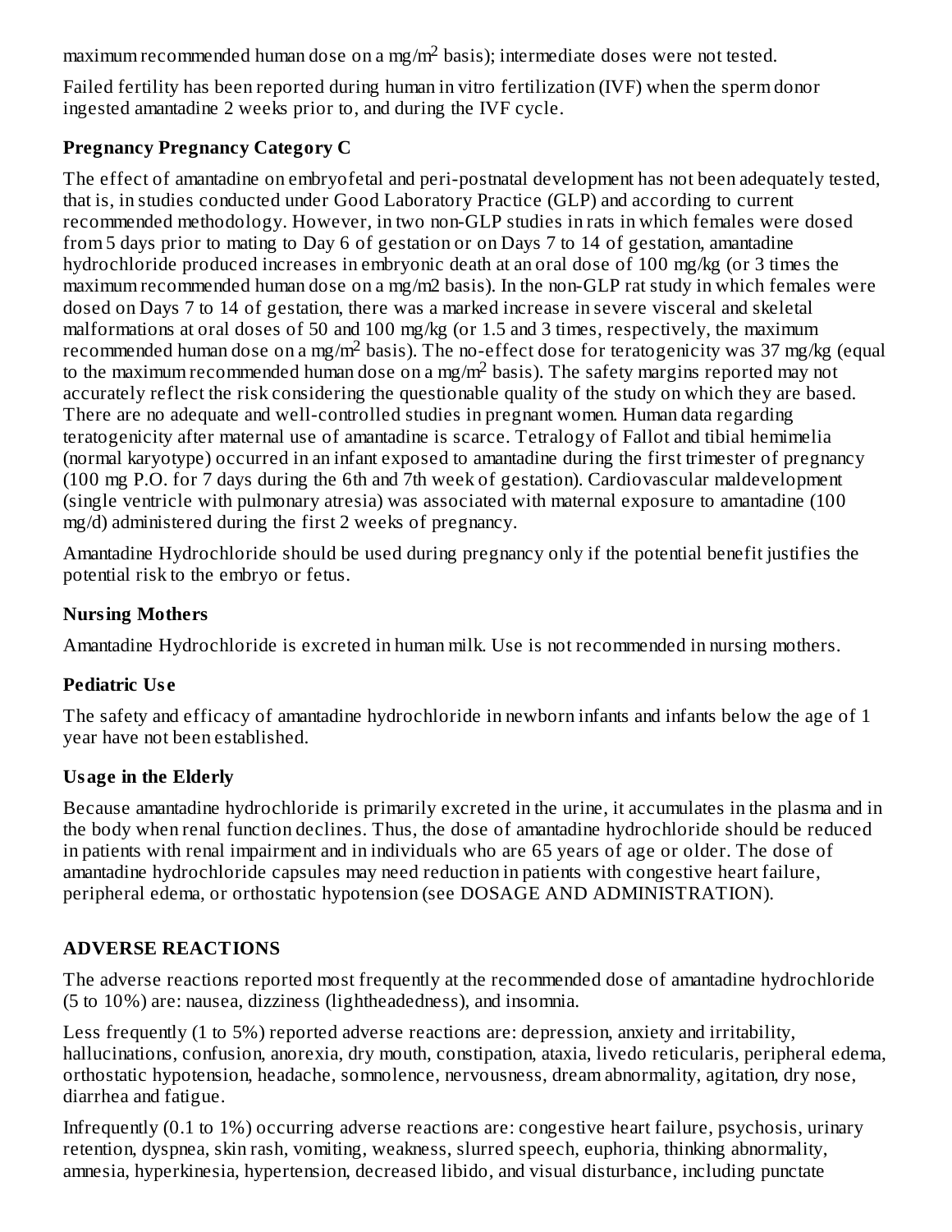maximum recommended human dose on a $mg/m^2$ basis); intermediate doses were not tested.

Failed fertility has been reported during human in vitro fertilization (IVF) when the sperm donor ingested amantadine 2 weeks prior to, and during the IVF cycle.

**Pregnancy Pregnancy Category C**

The effect of amantadine on embryofetal and peri-postnatal development has not been adequately tested, that is, in studies conducted under Good Laboratory Practice (GLP) and according to current recommended methodology. However, in two non-GLP studies in rats in which females were dosed from 5 days prior to mating to Day 6 of gestation or on Days 7 to 14 of gestation, amantadine hydrochloride produced increases in embryonic death at an oral dose of 100 mg/kg (or 3 times the maximum recommended human dose on a mg/m2 basis). In the non-GLP rat study in which females were dosed on Days 7 to 14 of gestation, there was a marked increase in severe visceral and skeletal malformations at oral doses of 50 and 100 mg/kg (or 1.5 and 3 times, respectively, the maximum recommended human dose on a $mg/m^2$ basis). The no-effect dose for teratogenicity was 37 mg/kg (equal to the maximum recommended human dose on a $mg/m^2$ basis). The safety margins reported may not accurately reflect the risk considering the questionable quality of the study on which they are based. There are no adequate and well-controlled studies in pregnant women. Human data regarding teratogenicity after maternal use of amantadine is scarce. Tetralogy of Fallot and tibial hemimelia (normal karyotype) occurred in an infant exposed to amantadine during the first trimester of pregnancy (100 mg P.O. for 7 days during the 6th and 7th week of gestation). Cardiovascular maldevelopment (single ventricle with pulmonary atresia) was associated with maternal exposure to amantadine (100 mg/d) administered during the first 2 weeks of pregnancy.

Amantadine Hydrochloride should be used during pregnancy only if the potential benefit justifies the potential risk to the embryo or fetus.

**Nursing Mothers**

Amantadine Hydrochloride is excreted in human milk. Use is not recommended in nursing mothers.

**Pediatric Use**

The safety and efficacy of amantadine hydrochloride in newborn infants and infants below the age of 1 year have not been established.

**Usage in the Elderly**

Because amantadine hydrochloride is primarily excreted in the urine, it accumulates in the plasma and in the body when renal function declines. Thus, the dose of amantadine hydrochloride should be reduced in patients with renal impairment and in individuals who are 65 years of age or older. The dose of amantadine hydrochloride capsules may need reduction in patients with congestive heart failure, peripheral edema, or orthostatic hypotension (see DOSAGE AND ADMINISTRATION).

## ADVERSE REACTIONS

The adverse reactions reported most frequently at the recommended dose of amantadine hydrochloride (5 to 10%) are: nausea, dizziness (lightheadedness), and insomnia.

Less frequently (1 to 5%) reported adverse reactions are: depression, anxiety and irritability, hallucinations, confusion, anorexia, dry mouth, constipation, ataxia, livedo reticularis, peripheral edema, orthostatic hypotension, headache, somnolence, nervousness, dream abnormality, agitation, dry nose, diarrhea and fatigue.

Infrequently (0.1 to 1%) occurring adverse reactions are: congestive heart failure, psychosis, urinary retention, dyspnea, skin rash, vomiting, weakness, slurred speech, euphoria, thinking abnormality, amnesia, hyperkinesia, hypertension, decreased libido, and visual disturbance, including punctate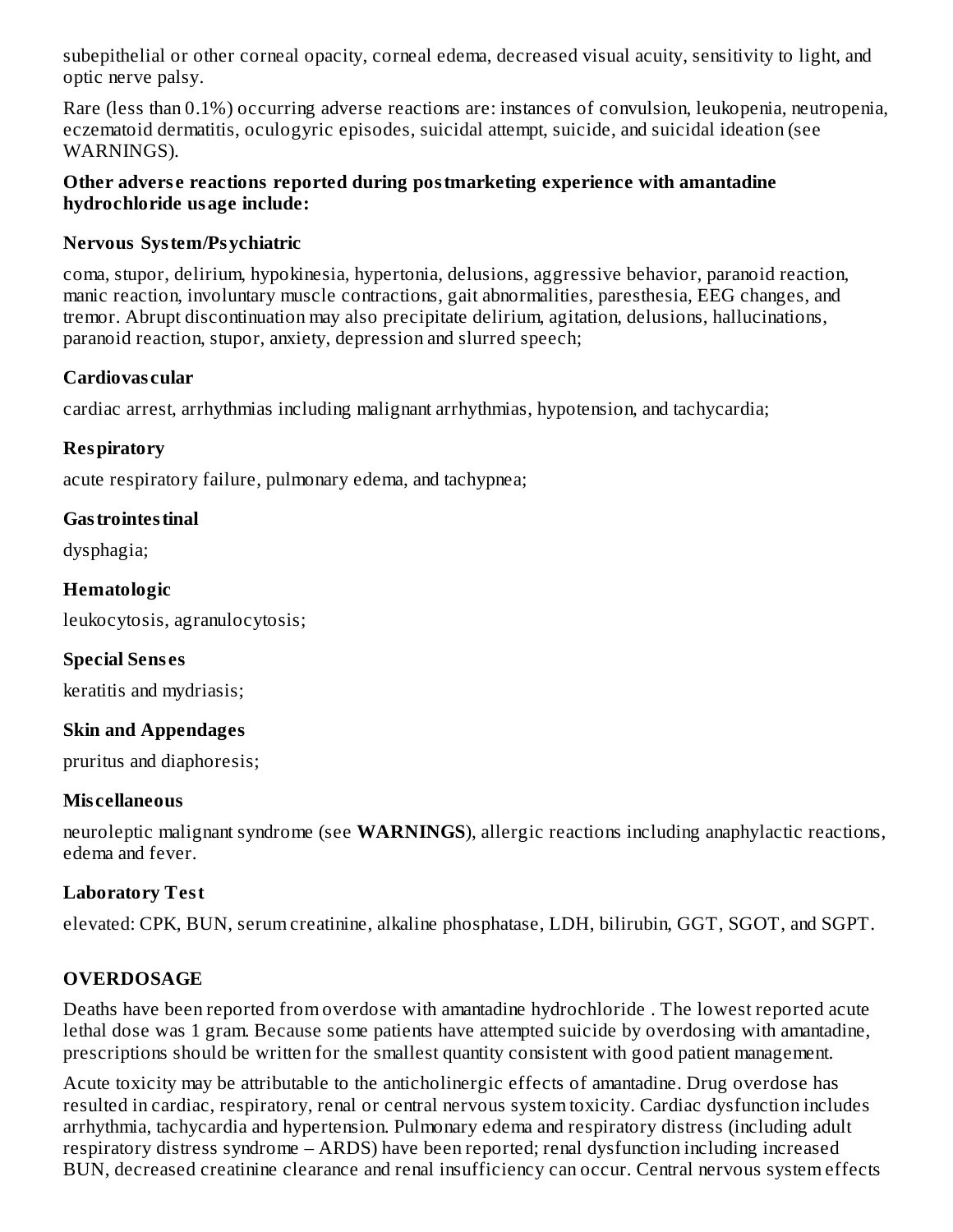subepithelial or other corneal opacity, corneal edema, decreased visual acuity, sensitivity to light, and optic nerve palsy.

Rare (less than 0.1%) occurring adverse reactions are: instances of convulsion, leukopenia, neutropenia, eczematoid dermatitis, oculogyric episodes, suicidal attempt, suicide, and suicidal ideation (see WARNINGS).

**Other adverse reactions reported during postmarketing experience with amantadine hydrochloride usage include:**

**Nervous System/Psychiatric**

coma, stupor, delirium, hypokinesia, hypertonia, delusions, aggressive behavior, paranoid reaction, manic reaction, involuntary muscle contractions, gait abnormalities, paresthesia, EEG changes, and tremor. Abrupt discontinuation may also precipitate delirium, agitation, delusions, hallucinations, paranoid reaction, stupor, anxiety, depression and slurred speech;

**Cardiovascular**

cardiac arrest, arrhythmias including malignant arrhythmias, hypotension, and tachycardia;

**Respiratory**

acute respiratory failure, pulmonary edema, and tachypnea;

**Gastrointestinal**

dysphagia;

**Hematologic**

leukocytosis, agranulocytosis;

**Special Senses**

keratitis and mydriasis;

**Skin and Appendages**

pruritus and diaphoresis;

**Miscellaneous**

neuroleptic malignant syndrome (see **WARNINGS**), allergic reactions including anaphylactic reactions, edema and fever.

**Laboratory Test**

elevated: CPK, BUN, serum creatinine, alkaline phosphatase, LDH, bilirubin, GGT, SGOT, and SGPT.

## OVERDOSAGE

Deaths have been reported from overdose with amantadine hydrochloride . The lowest reported acute lethal dose was 1 gram. Because some patients have attempted suicide by overdosing with amantadine, prescriptions should be written for the smallest quantity consistent with good patient management.

Acute toxicity may be attributable to the anticholinergic effects of amantadine. Drug overdose has resulted in cardiac, respiratory, renal or central nervous system toxicity. Cardiac dysfunction includes arrhythmia, tachycardia and hypertension. Pulmonary edema and respiratory distress (including adult respiratory distress syndrome – ARDS) have been reported; renal dysfunction including increased BUN, decreased creatinine clearance and renal insufficiency can occur. Central nervous system effects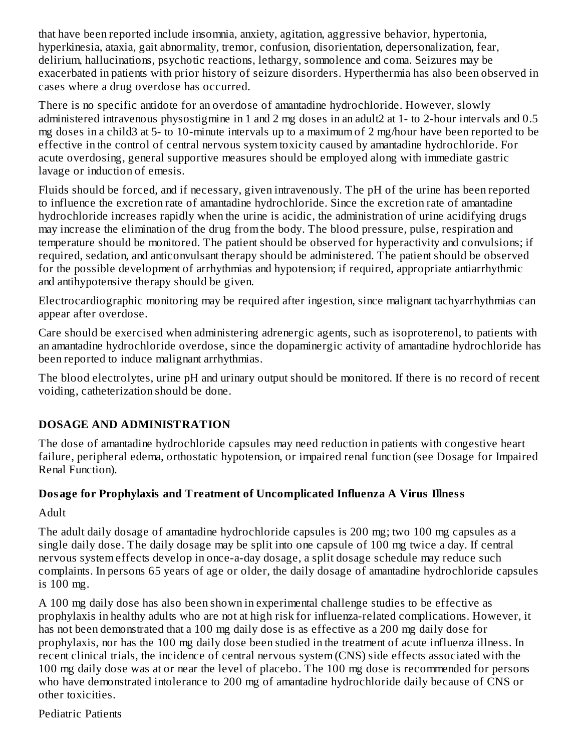that have been reported include insomnia, anxiety, agitation, aggressive behavior, hypertonia, hyperkinesia, ataxia, gait abnormality, tremor, confusion, disorientation, depersonalization, fear, delirium, hallucinations, psychotic reactions, lethargy, somnolence and coma. Seizures may be exacerbated in patients with prior history of seizure disorders. Hyperthermia has also been observed in cases where a drug overdose has occurred.

There is no specific antidote for an overdose of amantadine hydrochloride. However, slowly administered intravenous physostigmine in 1 and 2 mg doses in an adult[2] at 1- to 2-hour intervals and 0.5 mg doses in a child[3] at 5- to 10-minute intervals up to a maximum of 2 mg/hour have been reported to be effective in the control of central nervous system toxicity caused by amantadine hydrochloride. For acute overdosing, general supportive measures should be employed along with immediate gastric lavage or induction of emesis.

Fluids should be forced, and if necessary, given intravenously. The pH of the urine has been reported to influence the excretion rate of amantadine hydrochloride. Since the excretion rate of amantadine hydrochloride increases rapidly when the urine is acidic, the administration of urine acidifying drugs may increase the elimination of the drug from the body. The blood pressure, pulse, respiration and temperature should be monitored. The patient should be observed for hyperactivity and convulsions; if required, sedation, and anticonvulsant therapy should be administered. The patient should be observed for the possible development of arrhythmias and hypotension; if required, appropriate antiarrhythmic and antihypotensive therapy should be given.

Electrocardiographic monitoring may be required after ingestion, since malignant tachyarrhythmias can appear after overdose.

Care should be exercised when administering adrenergic agents, such as isoproterenol, to patients with an amantadine hydrochloride overdose, since the dopaminergic activity of amantadine hydrochloride has been reported to induce malignant arrhythmias.

The blood electrolytes, urine pH and urinary output should be monitored. If there is no record of recent voiding, catheterization should be done.

## DOSAGE AND ADMINISTRATION

The dose of amantadine hydrochloride capsules may need reduction in patients with congestive heart failure, peripheral edema, orthostatic hypotension, or impaired renal function (see Dosage for Impaired Renal Function).

### Dosage for Prophylaxis and Treatment of Uncomplicated Influenza A Virus Illness

Adult

The adult daily dosage of amantadine hydrochloride capsules is 200 mg; two 100 mg capsules as a single daily dose. The daily dosage may be split into one capsule of 100 mg twice a day. If central nervous system effects develop in once-a-day dosage, a split dosage schedule may reduce such complaints. In persons 65 years of age or older, the daily dosage of amantadine hydrochloride capsules is 100 mg.

A 100 mg daily dose has also been shown in experimental challenge studies to be effective as prophylaxis in healthy adults who are not at high risk for influenza-related complications. However, it has not been demonstrated that a 100 mg daily dose is as effective as a 200 mg daily dose for prophylaxis, nor has the 100 mg daily dose been studied in the treatment of acute influenza illness. In recent clinical trials, the incidence of central nervous system (CNS) side effects associated with the 100 mg daily dose was at or near the level of placebo. The 100 mg dose is recommended for persons who have demonstrated intolerance to 200 mg of amantadine hydrochloride daily because of CNS or other toxicities.

Pediatric Patients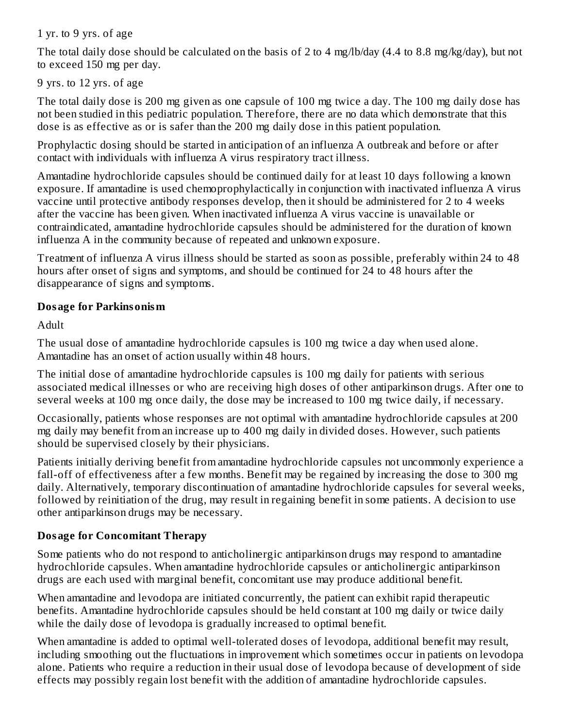1 yr. to 9 yrs. of age

The total daily dose should be calculated on the basis of 2 to 4 mg/lb/day (4.4 to 8.8 mg/kg/day), but not to exceed 150 mg per day.

9 yrs. to 12 yrs. of age

The total daily dose is 200 mg given as one capsule of 100 mg twice a day. The 100 mg daily dose has not been studied in this pediatric population. Therefore, there are no data which demonstrate that this dose is as effective as or is safer than the 200 mg daily dose in this patient population.

Prophylactic dosing should be started in anticipation of an influenza A outbreak and before or after contact with individuals with influenza A virus respiratory tract illness.

Amantadine hydrochloride capsules should be continued daily for at least 10 days following a known exposure. If amantadine is used chemoprophylactically in conjunction with inactivated influenza A virus vaccine until protective antibody responses develop, then it should be administered for 2 to 4 weeks after the vaccine has been given. When inactivated influenza A virus vaccine is unavailable or contraindicated, amantadine hydrochloride capsules should be administered for the duration of known influenza A in the community because of repeated and unknown exposure.

Treatment of influenza A virus illness should be started as soon as possible, preferably within 24 to 48 hours after onset of signs and symptoms, and should be continued for 24 to 48 hours after the disappearance of signs and symptoms.

**Dosage for Parkinsonism**

Adult

The usual dose of amantadine hydrochloride capsules is 100 mg twice a day when used alone. Amantadine has an onset of action usually within 48 hours.

The initial dose of amantadine hydrochloride capsules is 100 mg daily for patients with serious associated medical illnesses or who are receiving high doses of other antiparkinson drugs. After one to several weeks at 100 mg once daily, the dose may be increased to 100 mg twice daily, if necessary.

Occasionally, patients whose responses are not optimal with amantadine hydrochloride capsules at 200 mg daily may benefit from an increase up to 400 mg daily in divided doses. However, such patients should be supervised closely by their physicians.

Patients initially deriving benefit from amantadine hydrochloride capsules not uncommonly experience a fall-off of effectiveness after a few months. Benefit may be regained by increasing the dose to 300 mg daily. Alternatively, temporary discontinuation of amantadine hydrochloride capsules for several weeks, followed by reinitiation of the drug, may result in regaining benefit in some patients. A decision to use other antiparkinson drugs may be necessary.

**Dosage for Concomitant Therapy**

Some patients who do not respond to anticholinergic antiparkinson drugs may respond to amantadine hydrochloride capsules. When amantadine hydrochloride capsules or anticholinergic antiparkinson drugs are each used with marginal benefit, concomitant use may produce additional benefit.

When amantadine and levodopa are initiated concurrently, the patient can exhibit rapid therapeutic benefits. Amantadine hydrochloride capsules should be held constant at 100 mg daily or twice daily while the daily dose of levodopa is gradually increased to optimal benefit.

When amantadine is added to optimal well-tolerated doses of levodopa, additional benefit may result, including smoothing out the fluctuations in improvement which sometimes occur in patients on levodopa alone. Patients who require a reduction in their usual dose of levodopa because of development of side effects may possibly regain lost benefit with the addition of amantadine hydrochloride capsules.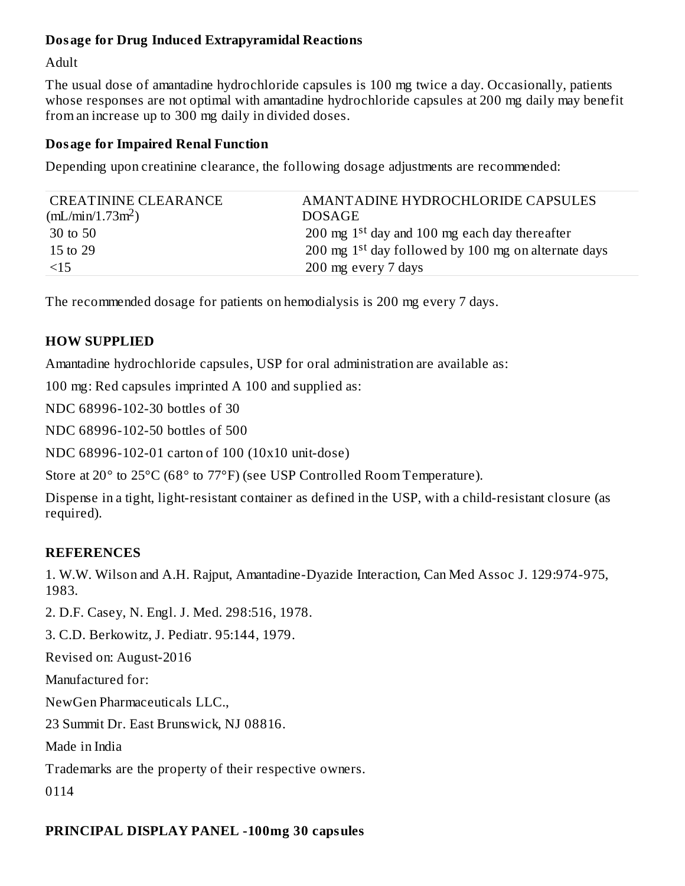### Dosage for Drug Induced Extrapyramidal Reactions

Adult

The usual dose of amantadine hydrochloride capsules is 100 mg twice a day. Occasionally, patients whose responses are not optimal with amantadine hydrochloride capsules at 200 mg daily may benefit from an increase up to 300 mg daily in divided doses.

### Dosage for Impaired Renal Function

Depending upon creatinine clearance, the following dosage adjustments are recommended:

| CREATININE CLEARANCE (mL/min/1.73m$^2$) | AMANTADINE HYDROCHLORIDE CAPSULES DOSAGE |
|---|---|
| 30 to 50 | 200 mg 1$^{st}$ day and 100 mg each day thereafter |
| 15 to 29 | 200 mg 1$^{st}$ day followed by 100 mg on alternate days |
| <15 | 200 mg every 7 days |

The recommended dosage for patients on hemodialysis is 200 mg every 7 days.

## HOW SUPPLIED

Amantadine hydrochloride capsules, USP for oral administration are available as:

100 mg: Red capsules imprinted A 100 and supplied as:

NDC 68996-102-30 bottles of 30

NDC 68996-102-50 bottles of 500

NDC 68996-102-01 carton of 100 (10x10 unit-dose)

Store at 20° to 25°C (68° to 77°F) (see USP Controlled Room Temperature).

Dispense in a tight, light-resistant container as defined in the USP, with a child-resistant closure (as required).

## REFERENCES

1. W.W. Wilson and A.H. Rajput, Amantadine-Dyazide Interaction, Can Med Assoc J. 129:974-975, 1983.

2. D.F. Casey, N. Engl. J. Med. 298:516, 1978.

3. C.D. Berkowitz, J. Pediatr. 95:144, 1979.

Revised on: August-2016

Manufactured for:

NewGen Pharmaceuticals LLC.,

23 Summit Dr. East Brunswick, NJ 08816.

Made in India

Trademarks are the property of their respective owners.

0114

## PRINCIPAL DISPLAY PANEL -100mg 30 capsules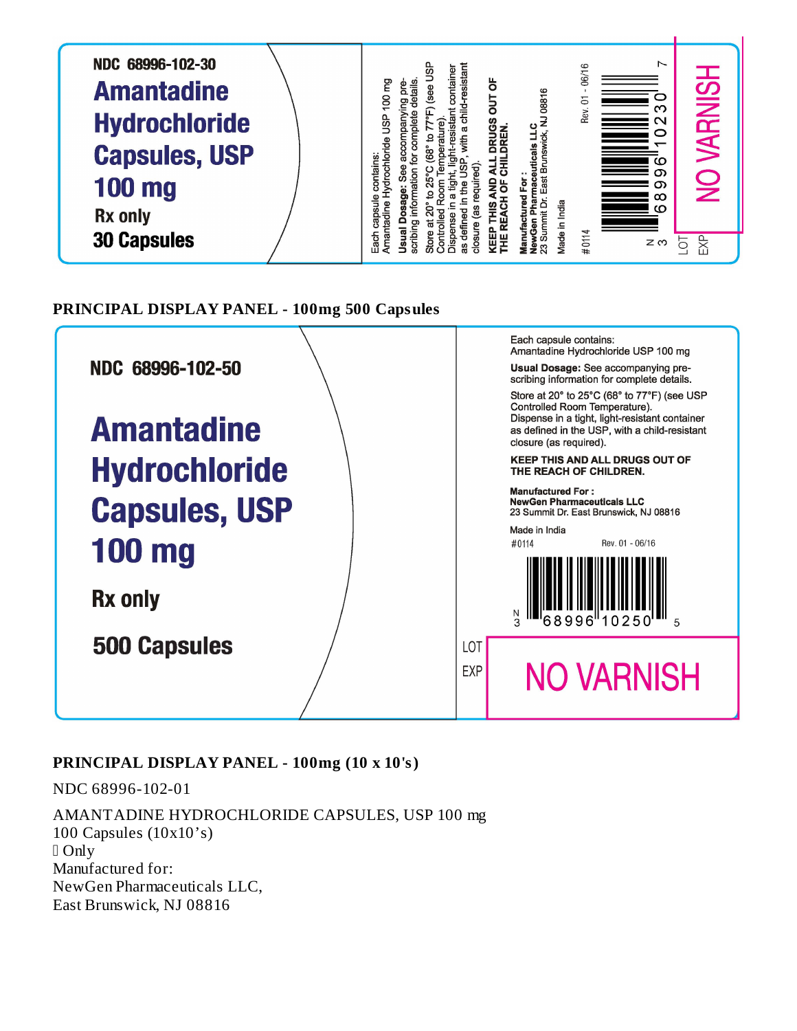NDC 68996-102-30

**Amantadine Hydrochloride Capsules, USP**

**100 mg**

**Rx only**

**30 Capsules**

Each capsule contains:
Amantadine Hydrochloride USP 100 mg

**Usual Dosage:** See accompanying prescribing information for complete details.

Store at 20° to 25°C (68° to 77°F) (see USP Controlled Room Temperature).
Dispense in a tight, light-resistant container as defined in the USP, with a child-resistant closure (as required).

**KEEP THIS AND ALL DRUGS OUT OF THE REACH OF CHILDREN.**

**Manufactured For :**
**NewGen Pharmaceuticals LLC**
23 Summit Dr. East Brunswick, NJ 08816

Made in India

#0114

Rev. 01 - 06/16

N 3 68996 10230 7

LOT

EXP

NO VARNISH

## PRINCIPAL DISPLAY PANEL - 100mg 500 Capsules

NDC 68996-102-50

**Amantadine Hydrochloride Capsules, USP**

**100 mg**

**Rx only**

**500 Capsules**

Each capsule contains:
Amantadine Hydrochloride USP 100 mg

**Usual Dosage:** See accompanying prescribing information for complete details.

Store at 20° to 25°C (68° to 77°F) (see USP Controlled Room Temperature).
Dispense in a tight, light-resistant container as defined in the USP, with a child-resistant closure (as required).

**KEEP THIS AND ALL DRUGS OUT OF THE REACH OF CHILDREN.**

**Manufactured For :**
**NewGen Pharmaceuticals LLC**
23 Summit Dr. East Brunswick, NJ 08816

Made in India

#0114

Rev. 01 - 06/16

N 3 68996 10250 5

LOT

EXP

NO VARNISH

## PRINCIPAL DISPLAY PANEL - 100mg (10 x 10's)

NDC 68996-102-01

AMANTADINE HYDROCHLORIDE CAPSULES, USP 100 mg
100 Capsules (10x10's)
Only
Manufactured for:
NewGen Pharmaceuticals LLC,
East Brunswick, NJ 08816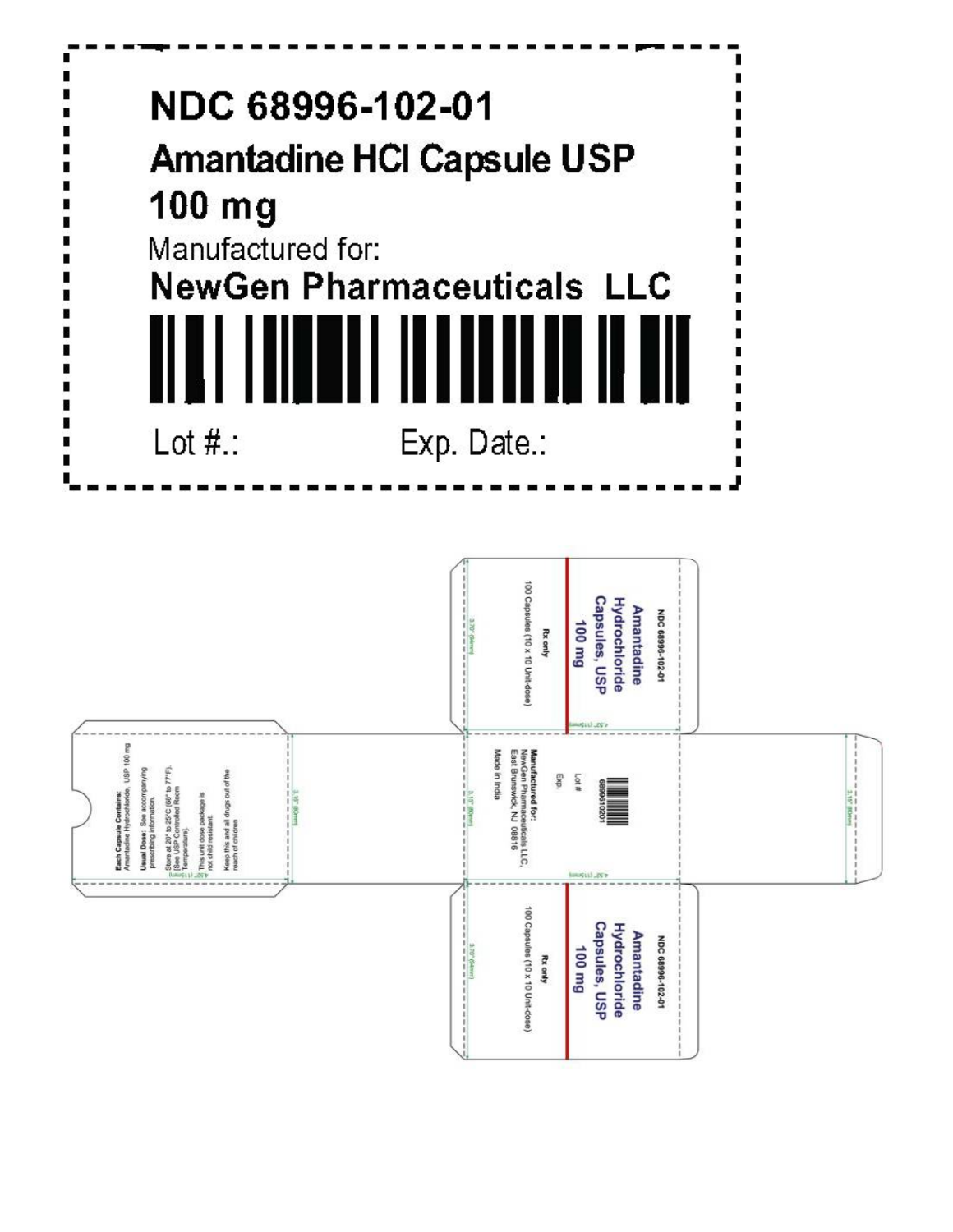NDC 68996-102-01

**Amantadine HCl Capsule USP**

**100 mg**

Manufactured for:

**NewGen Pharmaceuticals LLC**

Lot #.: Exp. Date.:

NDC 68996-102-01

**Amantadine Hydrochloride Capsules, USP**

**100 mg**

Rx only

100 Capsules (10 x 10 Unit-dose)

Lot #

Exp.

**Manufactured for:**
NewGen Pharmaceuticals LLC,
East Brunswick, NJ 08816
Made in India

NDC 68996-102-01

**Amantadine Hydrochloride Capsules, USP**

**100 mg**

Rx only

100 Capsules (10 x 10 Unit-dose)

**Each Capsule Contains:** Amantadine Hydrochloride, USP 100 mg

**Usual Dose:** See accompanying prescribing information.

Store at 20° to 25°C (68° to 77°F). [See USP Controlled Room Temperature].

This unit dose package is not child resistant.

Keep this and all drugs out of the reach of children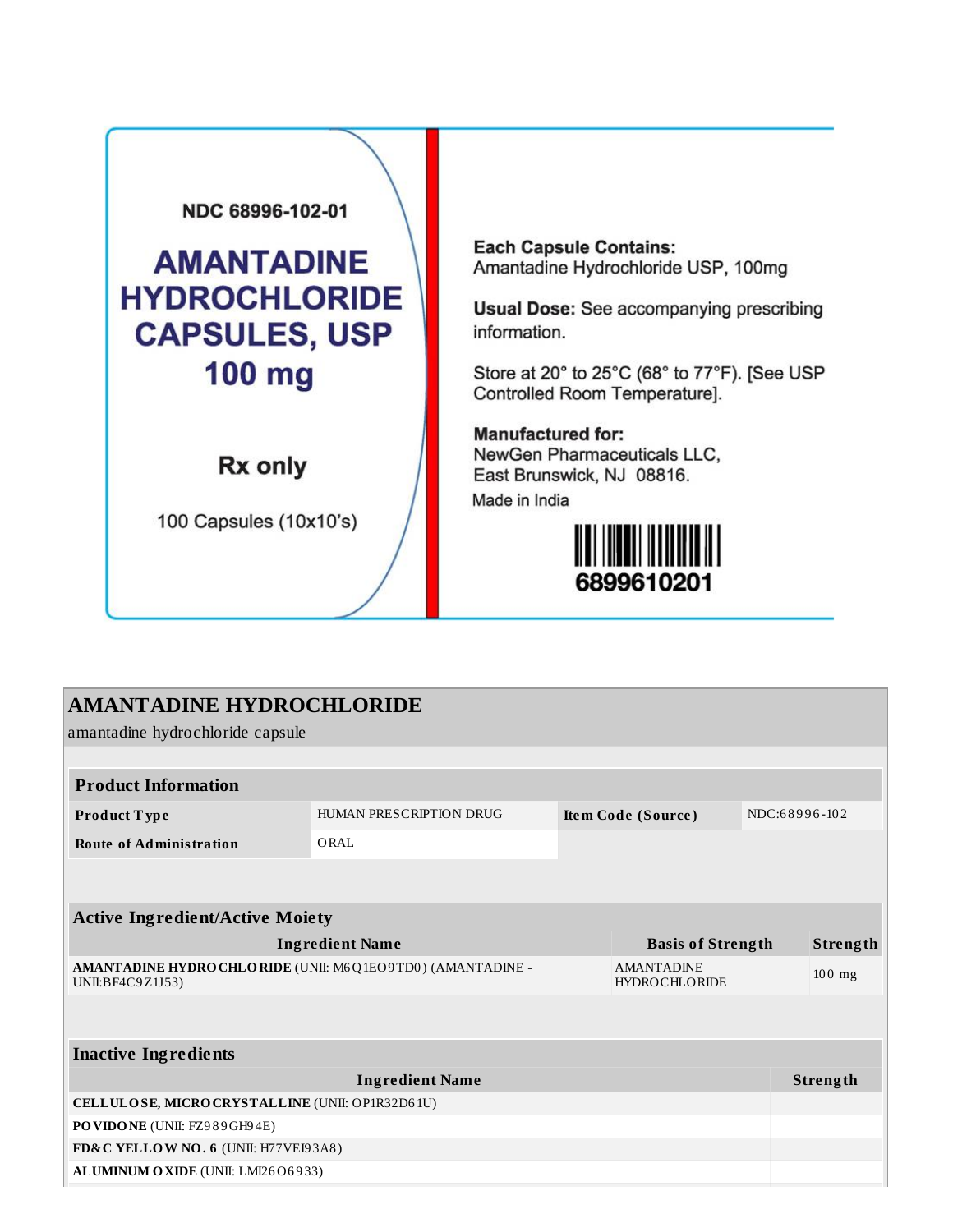NDC 68996-102-01

**AMANTADINE HYDROCHLORIDE CAPSULES, USP 100 mg**

**Rx only**

100 Capsules (10x10's)

**Each Capsule Contains:**
Amantadine Hydrochloride USP, 100mg

**Usual Dose:** See accompanying prescribing information.

Store at 20° to 25°C (68° to 77°F). [See USP Controlled Room Temperature].

**Manufactured for:**
NewGen Pharmaceuticals LLC,
East Brunswick, NJ 08816.
Made in India

6899610201

## AMANTADINE HYDROCHLORIDE

amantadine hydrochloride capsule

| **Product Information** | | | |
|---|---|---|---|
| **Product Type** | HUMAN PRESCRIPTION DRUG | **Item Code (Source)** | NDC:68996-102 |
| **Route of Administration** | ORAL | | |

| **Active Ingredient/Active Moiety** | | |
|---|---|---|
| **Ingredient Name** | **Basis of Strength** | **Strength** |
| **AMANTADINE HYDROCHLORIDE** (UNII: M6Q1EO9TD0) (AMANTADINE - UNII:BF4C9Z1J53) | AMANTADINE HYDROCHLORIDE | 100 mg |

| **Inactive Ingredients** | |
|---|---|
| **Ingredient Name** | **Strength** |
| **CELLULOSE, MICROCRYSTALLINE** (UNII: OP1R32D61U) | |
| **POVIDONE** (UNII: FZ989GH94E) | |
| **FD&C YELLOW NO. 6** (UNII: H77VEI93A8) | |
| **ALUMINUM OXIDE** (UNII: LMI26O6933) | |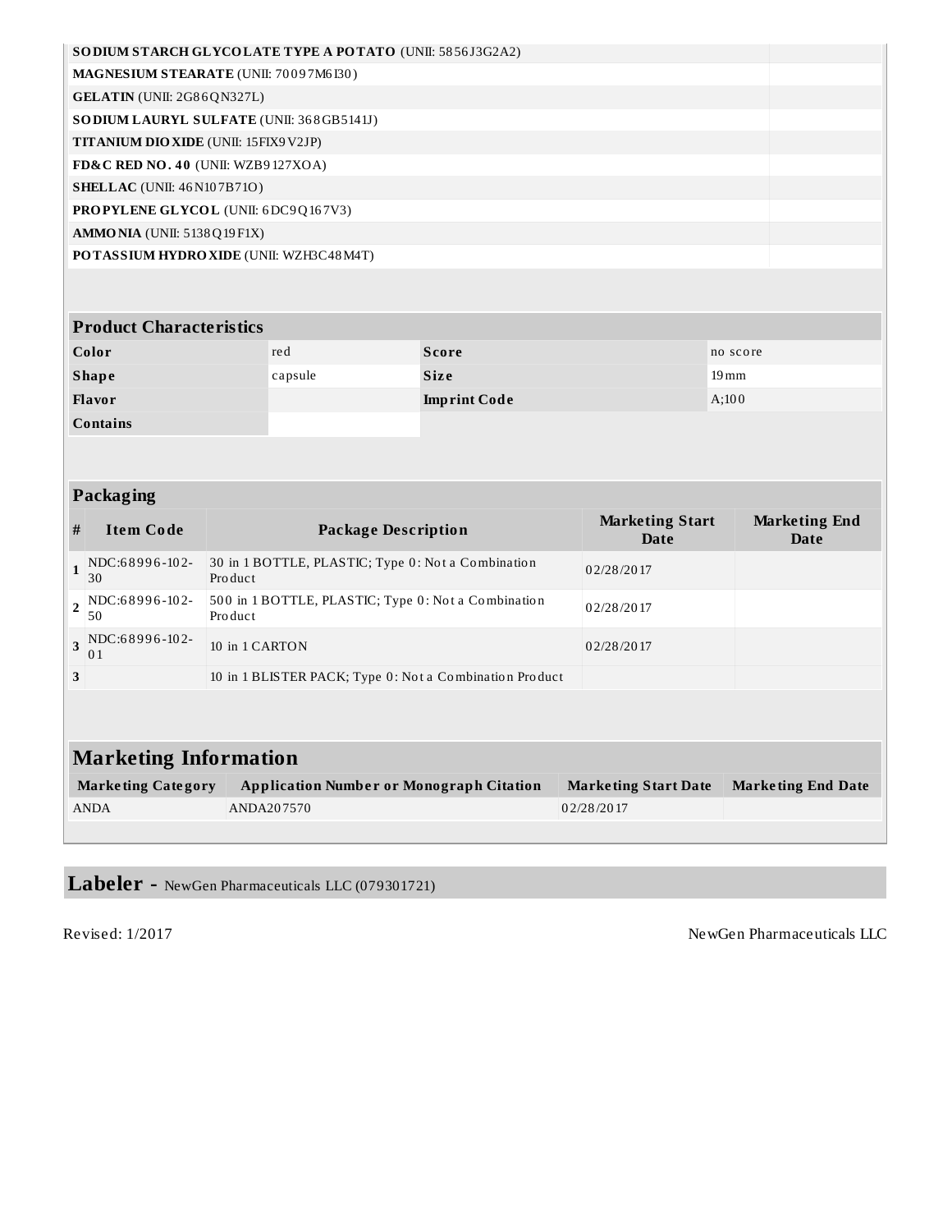| | |
|---|---|
| **SODIUM STARCH GLYCOLATE TYPE A POTATO** (UNII: 5856J3G2A2) | |
| **MAGNESIUM STEARATE** (UNII: 70097M6I30) | |
| **GELATIN** (UNII: 2G86QN327L) | |
| **SODIUM LAURYL SULFATE** (UNII: 368GB5141J) | |
| **TITANIUM DIOXIDE** (UNII: 15FIX9V2JP) | |
| **FD&C RED NO. 40** (UNII: WZB9127XOA) | |
| **SHELLAC** (UNII: 46N107B71O) | |
| **PROPYLENE GLYCOL** (UNII: 6DC9Q167V3) | |
| **AMMONIA** (UNII: 5138Q19F1X) | |
| **POTASSIUM HYDROXIDE** (UNII: WZH3C48M4T) | |

**Product Characteristics**

| | | | |
|---|---|---|---|
| **Color** | red | **Score** | no score |
| **Shape** | capsule | **Size** | 19mm |
| **Flavor** | | **Imprint Code** | A;100 |
| **Contains** | | | |

**Packaging**

| # | Item Code | Package Description | Marketing Start Date | Marketing End Date |
|---|---|---|---|---|
| 1 | NDC:68996-102-30 | 30 in 1 BOTTLE, PLASTIC; Type 0: Not a Combination Product | 02/28/2017 | |
| 2 | NDC:68996-102-50 | 500 in 1 BOTTLE, PLASTIC; Type 0: Not a Combination Product | 02/28/2017 | |
| 3 | NDC:68996-102-01 | 10 in 1 CARTON | 02/28/2017 | |
| 3 | | 10 in 1 BLISTER PACK; Type 0: Not a Combination Product | | |

**Marketing Information**

| Marketing Category | Application Number or Monograph Citation | Marketing Start Date | Marketing End Date |
|---|---|---|---|
| ANDA | ANDA207570 | 02/28/2017 | |

**Labeler -** NewGen Pharmaceuticals LLC (079301721)

Revised: 1/2017 NewGen Pharmaceuticals LLC